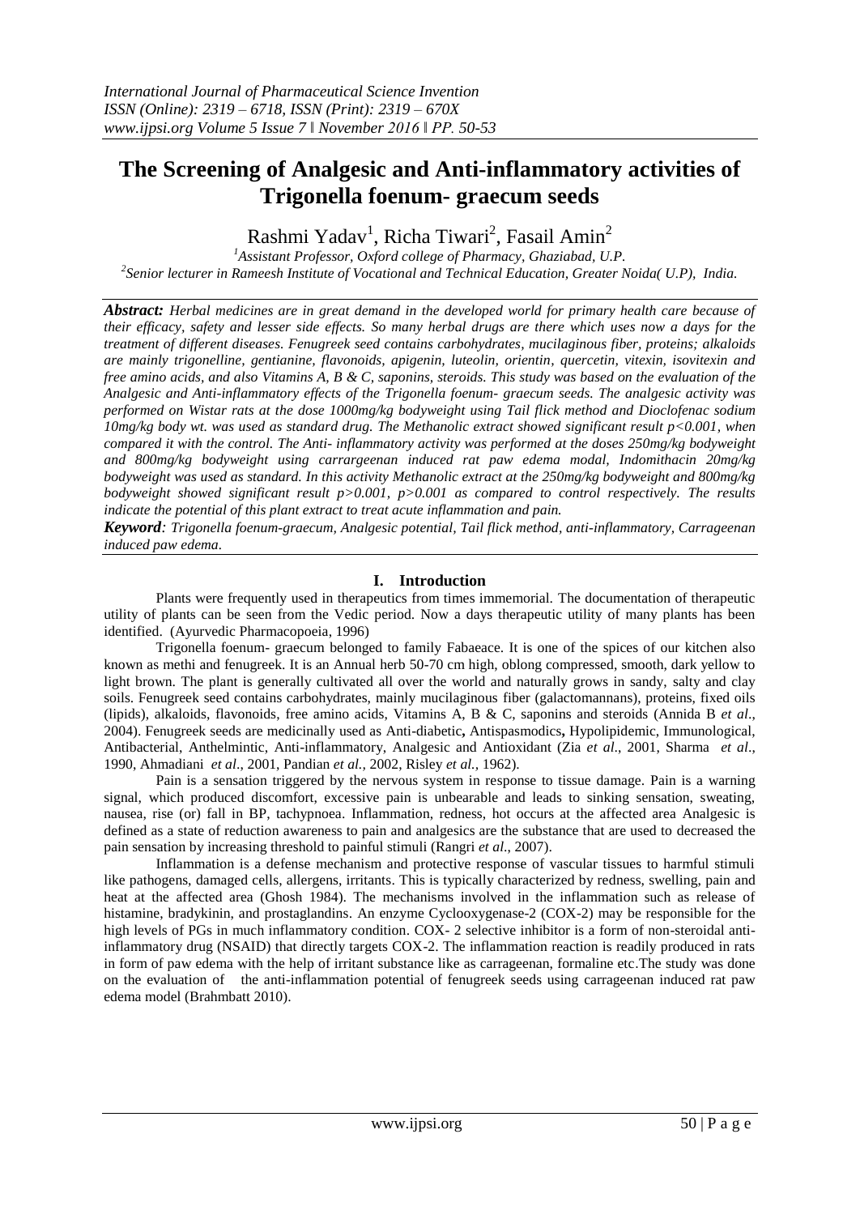# The Screening of Analgesic and Anti-inflammatory activities of Trigonella foenum- graecum seeds

Rashmi Yadav[1], Richa Tiwari[2], Fasail Amin[2]

[1]*Assistant Professor, Oxford college of Pharmacy, Ghaziabad, U.P.*
[2]*Senior lecturer in Rameesh Institute of Vocational and Technical Education, Greater Noida( U.P), India.*

***Abstract:*** *Herbal medicines are in great demand in the developed world for primary health care because of their efficacy, safety and lesser side effects. So many herbal drugs are there which uses now a days for the treatment of different diseases. Fenugreek seed contains carbohydrates, mucilaginous fiber, proteins; alkaloids are mainly trigonelline, gentianine, flavonoids, apigenin, luteolin, orientin, quercetin, vitexin, isovitexin and free amino acids, and also Vitamins A, B & C, saponins, steroids. This study was based on the evaluation of the Analgesic and Anti-inflammatory effects of the Trigonella foenum- graecum seeds. The analgesic activity was performed on Wistar rats at the dose 1000mg/kg bodyweight using Tail flick method and Dioclofenac sodium 10mg/kg body wt. was used as standard drug. The Methanolic extract showed significant result p<0.001, when compared it with the control. The Anti- inflammatory activity was performed at the doses 250mg/kg bodyweight and 800mg/kg bodyweight using carrargeenan induced rat paw edema modal, Indomithacin 20mg/kg bodyweight was used as standard. In this activity Methanolic extract at the 250mg/kg bodyweight and 800mg/kg bodyweight showed significant result p>0.001, p>0.001 as compared to control respectively. The results indicate the potential of this plant extract to treat acute inflammation and pain.*

***Keyword****: Trigonella foenum-graecum, Analgesic potential, Tail flick method, anti-inflammatory, Carrageenan induced paw edema.*

## I. Introduction

Plants were frequently used in therapeutics from times immemorial. The documentation of therapeutic utility of plants can be seen from the Vedic period. Now a days therapeutic utility of many plants has been identified. (Ayurvedic Pharmacopoeia, 1996)

Trigonella foenum- graecum belonged to family Fabaeace. It is one of the spices of our kitchen also known as methi and fenugreek. It is an Annual herb 50-70 cm high, oblong compressed, smooth, dark yellow to light brown. The plant is generally cultivated all over the world and naturally grows in sandy, salty and clay soils. Fenugreek seed contains carbohydrates, mainly mucilaginous fiber (galactomannans), proteins, fixed oils (lipids), alkaloids, flavonoids, free amino acids, Vitamins A, B & C, saponins and steroids (Annida B *et al*., 2004). Fenugreek seeds are medicinally used as Anti-diabetic**,** Antispasmodics**,** Hypolipidemic, Immunological, Antibacterial, Anthelmintic, Anti-inflammatory, Analgesic and Antioxidant (Zia *et al*., 2001, Sharma *et al*., 1990, Ahmadiani *et al*., 2001, Pandian *et al.,* 2002, Risley *et al.,* 1962).

Pain is a sensation triggered by the nervous system in response to tissue damage. Pain is a warning signal, which produced discomfort, excessive pain is unbearable and leads to sinking sensation, sweating, nausea, rise (or) fall in BP, tachypnoea. Inflammation, redness, hot occurs at the affected area Analgesic is defined as a state of reduction awareness to pain and analgesics are the substance that are used to decreased the pain sensation by increasing threshold to painful stimuli (Rangri *et al*., 2007).

Inflammation is a defense mechanism and protective response of vascular tissues to harmful stimuli like pathogens, damaged cells, allergens, irritants. This is typically characterized by redness, swelling, pain and heat at the affected area (Ghosh 1984). The mechanisms involved in the inflammation such as release of histamine, bradykinin, and prostaglandins. An enzyme Cyclooxygenase-2 (COX-2) may be responsible for the high levels of PGs in much inflammatory condition. COX- 2 selective inhibitor is a form of non-steroidal anti-inflammatory drug (NSAID) that directly targets COX-2. The inflammation reaction is readily produced in rats in form of paw edema with the help of irritant substance like as carrageenan, formaline etc.The study was done on the evaluation of the anti-inflammation potential of fenugreek seeds using carrageenan induced rat paw edema model (Brahmbatt 2010).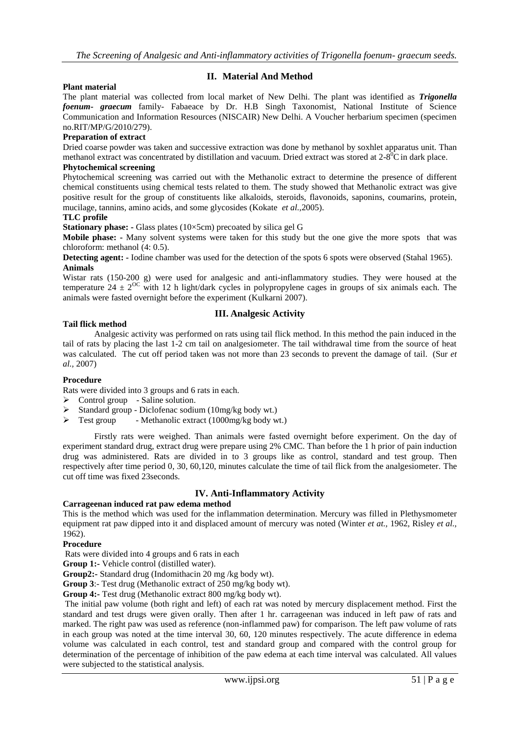## II. Material And Method

**Plant material**

The plant material was collected from local market of New Delhi. The plant was identified as ***Trigonella foenum- graecum*** family- Fabaeace by Dr. H.B Singh Taxonomist, National Institute of Science Communication and Information Resources (NISCAIR) New Delhi. A Voucher herbarium specimen (specimen no.RIT/MP/G/2010/279).

**Preparation of extract**

Dried coarse powder was taken and successive extraction was done by methanol by soxhlet apparatus unit. Than methanol extract was concentrated by distillation and vacuum. Dried extract was stored at 2-8$^0$C in dark place.

**Phytochemical screening**

Phytochemical screening was carried out with the Methanolic extract to determine the presence of different chemical constituents using chemical tests related to them. The study showed that Methanolic extract was give positive result for the group of constituents like alkaloids, steroids, flavonoids, saponins, coumarins, protein, mucilage, tannins, amino acids, and some glycosides (Kokate *et al.*,2005).

**TLC profile**

**Stationary phase: -** Glass plates (10×5cm) precoated by silica gel G

**Mobile phase: -** Many solvent systems were taken for this study but the one give the more spots that was chloroform: methanol (4: 0.5).

**Detecting agent: -** Iodine chamber was used for the detection of the spots 6 spots were observed (Stahal 1965).

**Animals**

Wistar rats (150-200 g) were used for analgesic and anti-inflammatory studies. They were housed at the temperature $24 \pm 2^{OC}$ with 12 h light/dark cycles in polypropylene cages in groups of six animals each. The animals were fasted overnight before the experiment (Kulkarni 2007).

## III. Analgesic Activity

**Tail flick method**

Analgesic activity was performed on rats using tail flick method. In this method the pain induced in the tail of rats by placing the last 1-2 cm tail on analgesiometer. The tail withdrawal time from the source of heat was calculated. The cut off period taken was not more than 23 seconds to prevent the damage of tail. (Sur *et al.,* 2007)

**Procedure**

Rats were divided into 3 groups and 6 rats in each.

- Control group - Saline solution.
- Standard group - Diclofenac sodium (10mg/kg body wt.)
- Test group - Methanolic extract (1000mg/kg body wt.)

Firstly rats were weighed. Than animals were fasted overnight before experiment. On the day of experiment standard drug, extract drug were prepare using 2% CMC. Than before the 1 h prior of pain induction drug was administered. Rats are divided in to 3 groups like as control, standard and test group. Then respectively after time period 0, 30, 60,120, minutes calculate the time of tail flick from the analgesiometer. The cut off time was fixed 23seconds.

## IV. Anti-Inflammatory Activity

**Carrageenan induced rat paw edema method**

This is the method which was used for the inflammation determination. Mercury was filled in Plethysmometer equipment rat paw dipped into it and displaced amount of mercury was noted (Winter *et at.,* 1962, Risley *et al.,* 1962).

**Procedure**

Rats were divided into 4 groups and 6 rats in each

**Group 1:-** Vehicle control (distilled water).

**Group2:-** Standard drug (Indomithacin 20 mg /kg body wt).

**Group 3**:- Test drug (Methanolic extract of 250 mg/kg body wt).

**Group 4:-** Test drug (Methanolic extract 800 mg/kg body wt).

The initial paw volume (both right and left) of each rat was noted by mercury displacement method. First the standard and test drugs were given orally. Then after 1 hr. carrageenan was induced in left paw of rats and marked. The right paw was used as reference (non-inflammed paw) for comparison. The left paw volume of rats in each group was noted at the time interval 30, 60, 120 minutes respectively. The acute difference in edema volume was calculated in each control, test and standard group and compared with the control group for determination of the percentage of inhibition of the paw edema at each time interval was calculated. All values were subjected to the statistical analysis.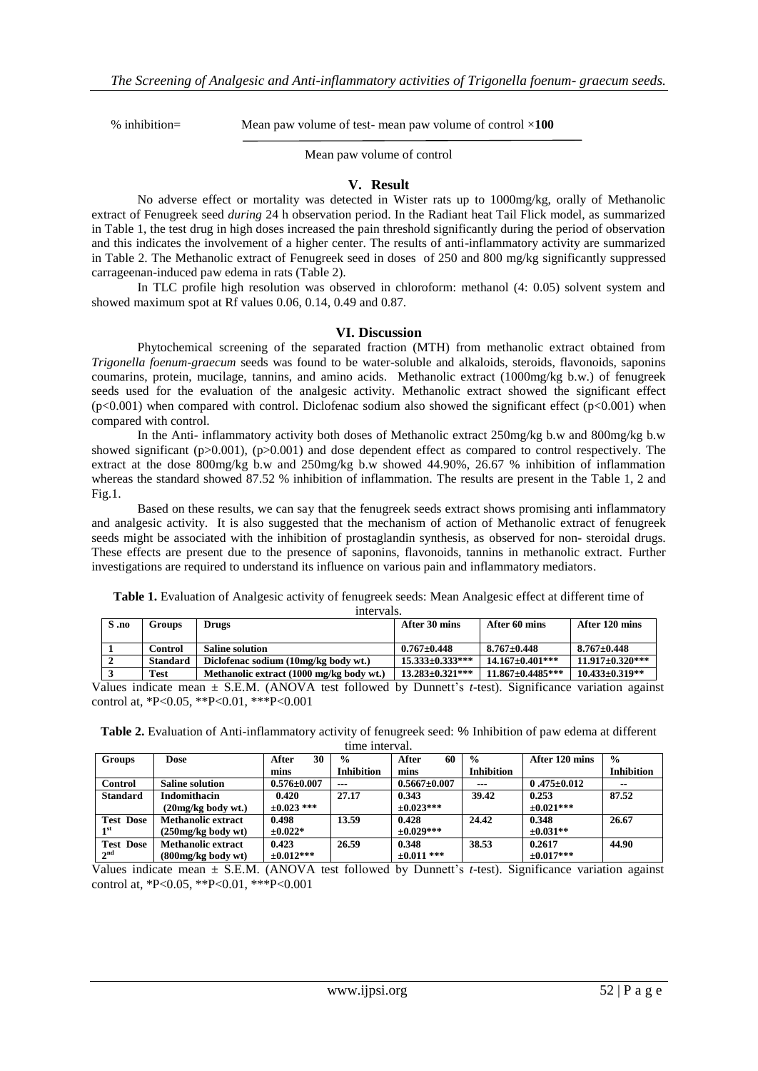$$\% \text{ inhibition} = \frac{\text{Mean paw volume of test} - \text{mean paw volume of control}}{\text{Mean paw volume of control}} \times \mathbf{100}$$

## V. Result

No adverse effect or mortality was detected in Wister rats up to 1000mg/kg, orally of Methanolic extract of Fenugreek seed *during* 24 h observation period. In the Radiant heat Tail Flick model, as summarized in Table 1, the test drug in high doses increased the pain threshold significantly during the period of observation and this indicates the involvement of a higher center. The results of anti-inflammatory activity are summarized in Table 2. The Methanolic extract of Fenugreek seed in doses of 250 and 800 mg/kg significantly suppressed carrageenan-induced paw edema in rats (Table 2).

In TLC profile high resolution was observed in chloroform: methanol (4: 0.05) solvent system and showed maximum spot at Rf values 0.06, 0.14, 0.49 and 0.87.

## VI. Discussion

Phytochemical screening of the separated fraction (MTH) from methanolic extract obtained from *Trigonella foenum-graecum* seeds was found to be water-soluble and alkaloids, steroids, flavonoids, saponins coumarins, protein, mucilage, tannins, and amino acids. Methanolic extract (1000mg/kg b.w.) of fenugreek seeds used for the evaluation of the analgesic activity. Methanolic extract showed the significant effect ($p<0.001$) when compared with control. Diclofenac sodium also showed the significant effect ($p<0.001$) when compared with control.

In the Anti- inflammatory activity both doses of Methanolic extract 250mg/kg b.w and 800mg/kg b.w showed significant ($p>0.001$), ($p>0.001$) and dose dependent effect as compared to control respectively. The extract at the dose 800mg/kg b.w and 250mg/kg b.w showed 44.90%, 26.67 % inhibition of inflammation whereas the standard showed 87.52 % inhibition of inflammation. The results are present in the Table 1, 2 and Fig.1.

Based on these results, we can say that the fenugreek seeds extract shows promising anti inflammatory and analgesic activity. It is also suggested that the mechanism of action of Methanolic extract of fenugreek seeds might be associated with the inhibition of prostaglandin synthesis, as observed for non- steroidal drugs. These effects are present due to the presence of saponins, flavonoids, tannins in methanolic extract. Further investigations are required to understand its influence on various pain and inflammatory mediators.

**Table 1.** Evaluation of Analgesic activity of fenugreek seeds: Mean Analgesic effect at different time of intervals.

| S .no | Groups | Drugs | After 30 mins | After 60 mins | After 120 mins |
|---|---|---|---|---|---|
| 1 | Control | Saline solution | 0.767±0.448 | 8.767±0.448 | 8.767±0.448 |
| 2 | Standard | Diclofenac sodium (10mg/kg body wt.) | 15.333±0.333*** | 14.167±0.401*** | 11.917±0.320*** |
| 3 | Test | Methanolic extract (1000 mg/kg body wt.) | 13.283±0.321*** | 11.867±0.4485*** | 10.433±0.319** |

Values indicate mean ± S.E.M. (ANOVA test followed by Dunnett's *t*-test). Significance variation against control at, *P<0.05, **P<0.01, ***P<0.001

**Table 2.** Evaluation of Anti-inflammatory activity of fenugreek seed: % Inhibition of paw edema at different time interval.

| Groups | Dose | After 30 mins | % Inhibition | After 60 mins | % Inhibition | After 120 mins | % Inhibition |
|---|---|---|---|---|---|---|---|
| Control | Saline solution | 0.576±0.007 | --- | 0.5667±0.007 | --- | 0 .475±0.012 | -- |
| Standard | Indomithacin (20mg/kg body wt.) | 0.420 ±0.023 *** | 27.17 | 0.343 ±0.023*** | 39.42 | 0.253 ±0.021*** | 87.52 |
| Test Dose 1st | Methanolic extract (250mg/kg body wt) | 0.498 ±0.022* | 13.59 | 0.428 ±0.029*** | 24.42 | 0.348 ±0.031** | 26.67 |
| Test Dose 2nd | Methanolic extract (800mg/kg body wt) | 0.423 ±0.012*** | 26.59 | 0.348 ±0.011 *** | 38.53 | 0.2617 ±0.017*** | 44.90 |

Values indicate mean ± S.E.M. (ANOVA test followed by Dunnett's *t*-test). Significance variation against control at, *P<0.05, **P<0.01, ***P<0.001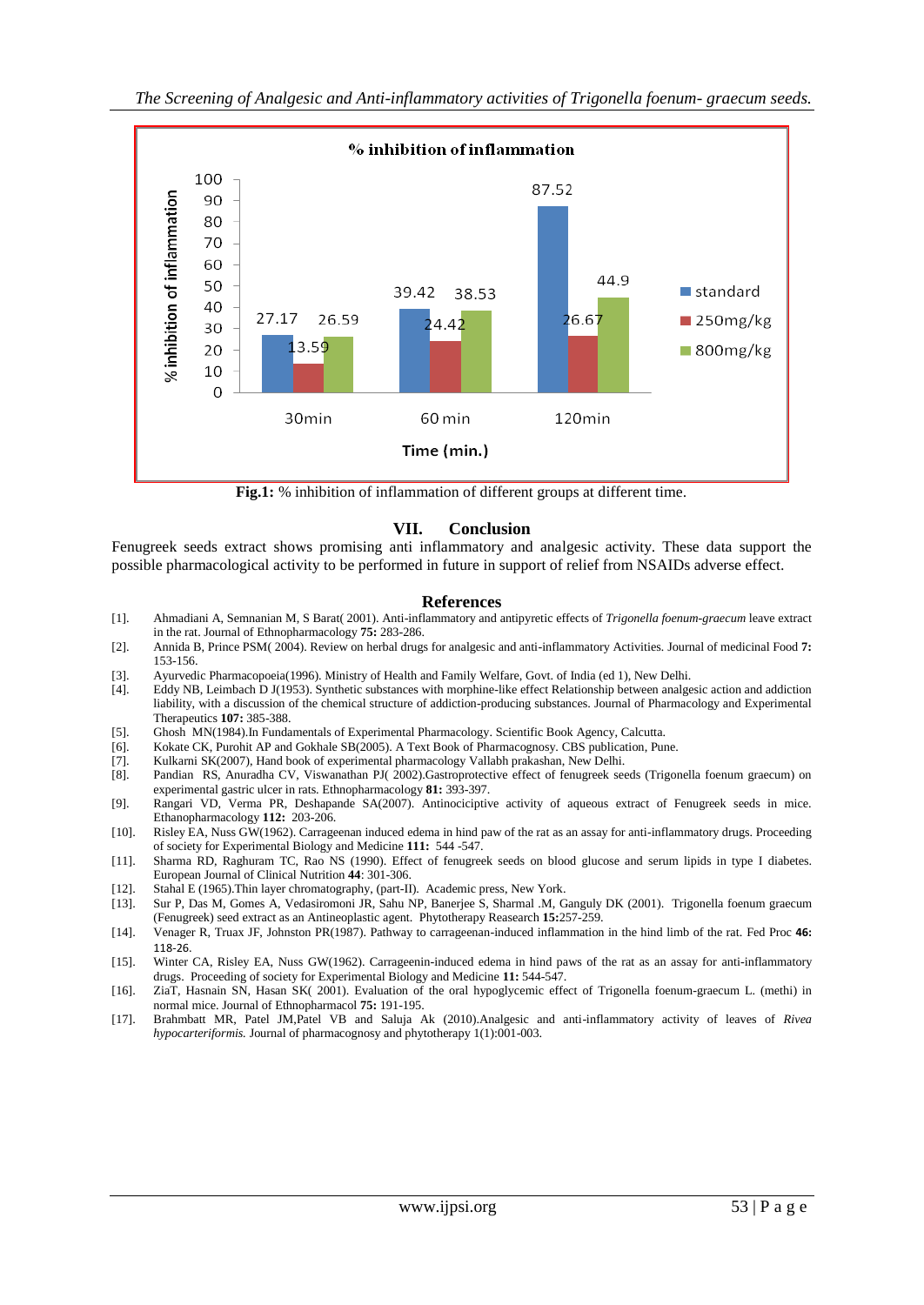% inhibition of inflammation

% inhibition of inflammation

100
90
80
70
60
50
40
30
20
10
0

27.17 26.59 13.59
39.42 38.53 24.42
87.52 44.9 26.67

30min
60 min
120min

Time (min.)

standard
250mg/kg
800mg/kg

**Fig.1:** % inhibition of inflammation of different groups at different time.

## VII. Conclusion

Fenugreek seeds extract shows promising anti inflammatory and analgesic activity. These data support the possible pharmacological activity to be performed in future in support of relief from NSAIDs adverse effect.

## References

[1]. Ahmadiani A, Semnanian M, S Barat( 2001). Anti-inflammatory and antipyretic effects of *Trigonella foenum-graecum* leave extract in the rat. Journal of Ethnopharmacology **75:** 283-286.

[2]. Annida B, Prince PSM( 2004). Review on herbal drugs for analgesic and anti-inflammatory Activities. Journal of medicinal Food **7:** 153-156.

[3]. Ayurvedic Pharmacopoeia(1996). Ministry of Health and Family Welfare, Govt. of India (ed 1), New Delhi.

[4]. Eddy NB, Leimbach D J(1953). Synthetic substances with morphine-like effect Relationship between analgesic action and addiction liability, with a discussion of the chemical structure of addiction-producing substances. Journal of Pharmacology and Experimental Therapeutics **107:** 385-388.

[5]. Ghosh MN(1984).In Fundamentals of Experimental Pharmacology. Scientific Book Agency, Calcutta.

[6]. Kokate CK, Purohit AP and Gokhale SB(2005). A Text Book of Pharmacognosy. CBS publication, Pune.

[7]. Kulkarni SK(2007), Hand book of experimental pharmacology Vallabh prakashan, New Delhi.

[8]. Pandian RS, Anuradha CV, Viswanathan PJ( 2002).Gastroprotective effect of fenugreek seeds (Trigonella foenum graecum) on experimental gastric ulcer in rats. Ethnopharmacology **81:** 393-397.

[9]. Rangari VD, Verma PR, Deshapande SA(2007). Antinociciptive activity of aqueous extract of Fenugreek seeds in mice. Ethanopharmacology **112:** 203-206.

[10]. Risley EA, Nuss GW(1962). Carrageenan induced edema in hind paw of the rat as an assay for anti-inflammatory drugs. Proceeding of society for Experimental Biology and Medicine **111:** 544 -547.

[11]. Sharma RD, Raghuram TC, Rao NS (1990). Effect of fenugreek seeds on blood glucose and serum lipids in type I diabetes. European Journal of Clinical Nutrition **44**: 301-306.

[12]. Stahal E (1965).Thin layer chromatography, (part-II). Academic press, New York.

[13]. Sur P, Das M, Gomes A, Vedasiromoni JR, Sahu NP, Banerjee S, Sharmal .M, Ganguly DK (2001). Trigonella foenum graecum (Fenugreek) seed extract as an Antineoplastic agent. Phytotherapy Reasearch **15:**257-259.

[14]. Venager R, Truax JF, Johnston PR(1987). Pathway to carrageenan-induced inflammation in the hind limb of the rat. Fed Proc **46:** 118-26.

[15]. Winter CA, Risley EA, Nuss GW(1962). Carrageenin-induced edema in hind paws of the rat as an assay for anti-inflammatory drugs. Proceeding of society for Experimental Biology and Medicine **11:** 544-547.

[16]. ZiaT, Hasnain SN, Hasan SK( 2001). Evaluation of the oral hypoglycemic effect of Trigonella foenum-graecum L. (methi) in normal mice. Journal of Ethnopharmacol **75:** 191-195.

[17]. Brahmbatt MR, Patel JM,Patel VB and Saluja Ak (2010).Analgesic and anti-inflammatory activity of leaves of *Rivea hypocarteriformis.* Journal of pharmacognosy and phytotherapy 1(1):001-003.